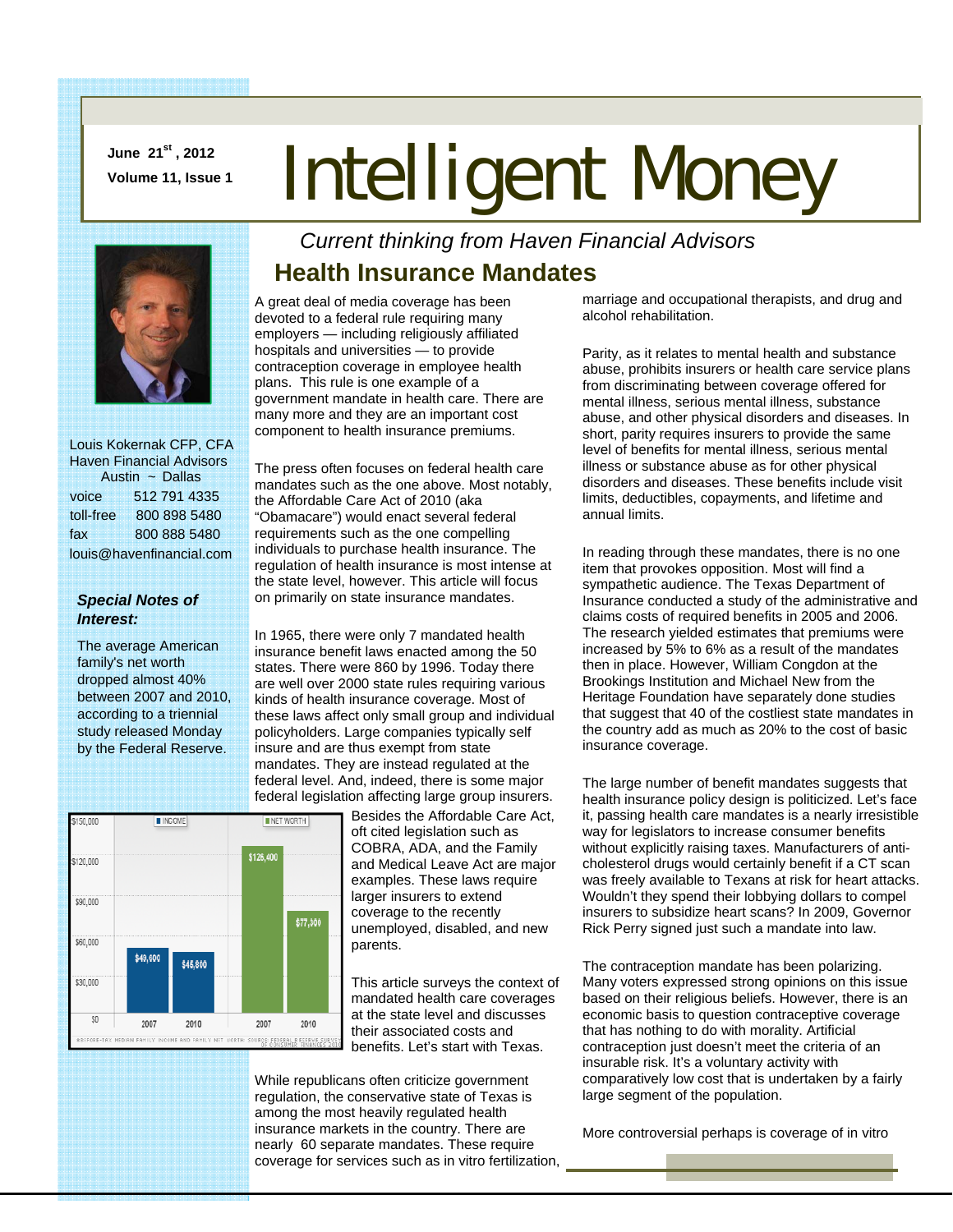June 21st, 2012

Volume 11, Issue 1

# Intelligent Money

*Current thinking from Haven Financial Advisors*

Louis Kokernak CFP, CFA
Haven Financial Advisors
Austin ~ Dallas

| | |
|---|---|
| voice | 512 791 4335 |
| toll-free | 800 898 5480 |
| fax | 800 888 5480 |

louis@havenfinancial.com

***Special Notes of Interest:***

The average American family's net worth dropped almost 40% between 2007 and 2010, according to a triennial study released Monday by the Federal Reserve.

| | Income 2007 | Income 2010 | Net Worth 2007 | Net Worth 2010 |
|---|---|---|---|---|
| Before-tax median family income and family net worth | $49,600 | $45,800 | $126,400 | $77,300 |

Source: Federal Reserve Survey of Consumer Finances 2010

## Health Insurance Mandates

A great deal of media coverage has been devoted to a federal rule requiring many employers — including religiously affiliated hospitals and universities — to provide contraception coverage in employee health plans. This rule is one example of a government mandate in health care. There are many more and they are an important cost component to health insurance premiums.

The press often focuses on federal health care mandates such as the one above. Most notably, the Affordable Care Act of 2010 (aka "Obamacare") would enact several federal requirements such as the one compelling individuals to purchase health insurance. The regulation of health insurance is most intense at the state level, however. This article will focus on primarily on state insurance mandates.

In 1965, there were only 7 mandated health insurance benefit laws enacted among the 50 states. There were 860 by 1996. Today there are well over 2000 state rules requiring various kinds of health insurance coverage. Most of these laws affect only small group and individual policyholders. Large companies typically self insure and are thus exempt from state mandates. They are instead regulated at the federal level. And, indeed, there is some major federal legislation affecting large group insurers. Besides the Affordable Care Act, oft cited legislation such as COBRA, ADA, and the Family and Medical Leave Act are major examples. These laws require larger insurers to extend coverage to the recently unemployed, disabled, and new parents.

This article surveys the context of mandated health care coverages at the state level and discusses their associated costs and benefits. Let's start with Texas.

While republicans often criticize government regulation, the conservative state of Texas is among the most heavily regulated health insurance markets in the country. There are nearly 60 separate mandates. These require coverage for services such as in vitro fertilization, marriage and occupational therapists, and drug and alcohol rehabilitation.

Parity, as it relates to mental health and substance abuse, prohibits insurers or health care service plans from discriminating between coverage offered for mental illness, serious mental illness, substance abuse, and other physical disorders and diseases. In short, parity requires insurers to provide the same level of benefits for mental illness, serious mental illness or substance abuse as for other physical disorders and diseases. These benefits include visit limits, deductibles, copayments, and lifetime and annual limits.

In reading through these mandates, there is no one item that provokes opposition. Most will find a sympathetic audience. The Texas Department of Insurance conducted a study of the administrative and claims costs of required benefits in 2005 and 2006. The research yielded estimates that premiums were increased by 5% to 6% as a result of the mandates then in place. However, William Congdon at the Brookings Institution and Michael New from the Heritage Foundation have separately done studies that suggest that 40 of the costliest state mandates in the country add as much as 20% to the cost of basic insurance coverage.

The large number of benefit mandates suggests that health insurance policy design is politicized. Let's face it, passing health care mandates is a nearly irresistible way for legislators to increase consumer benefits without explicitly raising taxes. Manufacturers of anti-cholesterol drugs would certainly benefit if a CT scan was freely available to Texans at risk for heart attacks. Wouldn't they spend their lobbying dollars to compel insurers to subsidize heart scans? In 2009, Governor Rick Perry signed just such a mandate into law.

The contraception mandate has been polarizing. Many voters expressed strong opinions on this issue based on their religious beliefs. However, there is an economic basis to question contraceptive coverage that has nothing to do with morality. Artificial contraception just doesn't meet the criteria of an insurable risk. It's a voluntary activity with comparatively low cost that is undertaken by a fairly large segment of the population.

More controversial perhaps is coverage of in vitro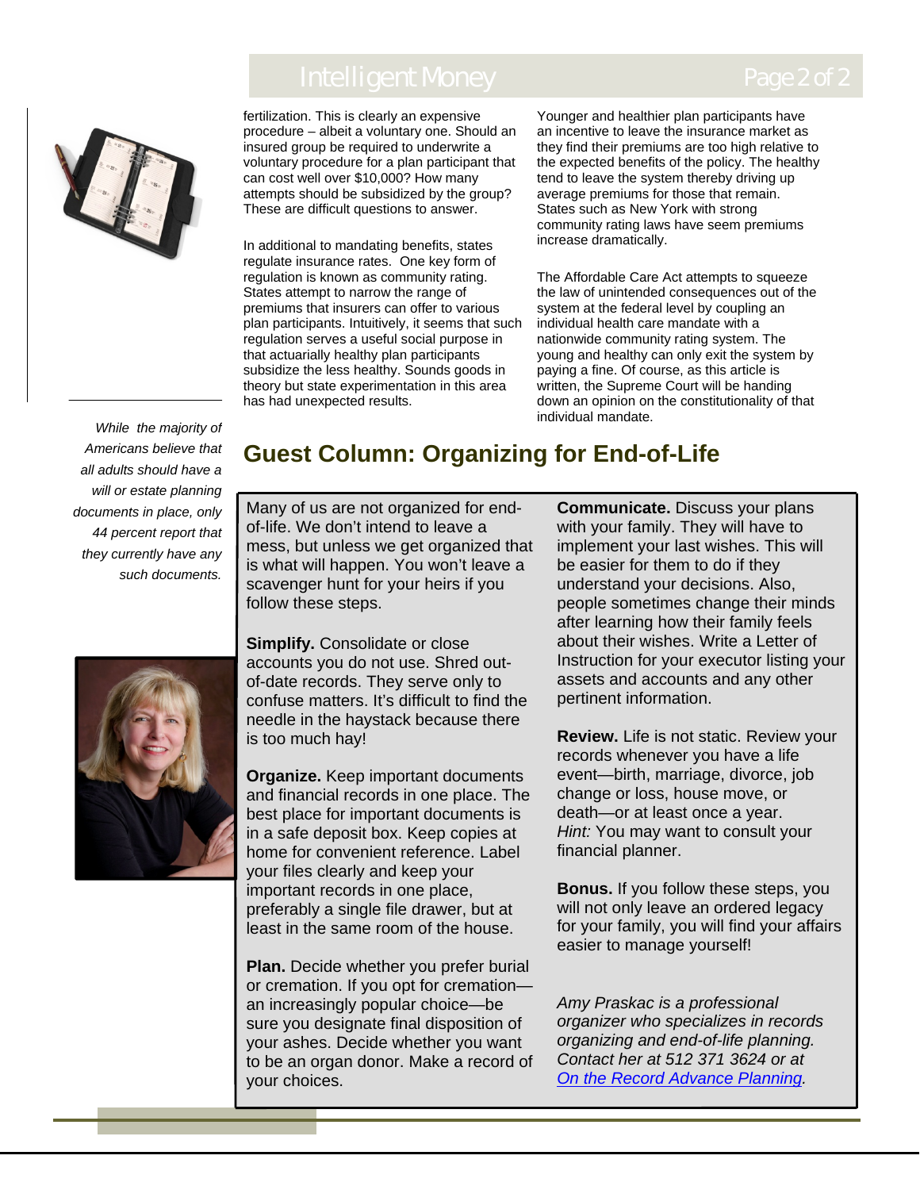fertilization. This is clearly an expensive procedure – albeit a voluntary one. Should an insured group be required to underwrite a voluntary procedure for a plan participant that can cost well over $10,000? How many attempts should be subsidized by the group? These are difficult questions to answer.

In additional to mandating benefits, states regulate insurance rates. One key form of regulation is known as community rating. States attempt to narrow the range of premiums that insurers can offer to various plan participants. Intuitively, it seems that such regulation serves a useful social purpose in that actuarially healthy plan participants subsidize the less healthy. Sounds goods in theory but state experimentation in this area has had unexpected results.

Younger and healthier plan participants have an incentive to leave the insurance market as they find their premiums are too high relative to the expected benefits of the policy. The healthy tend to leave the system thereby driving up average premiums for those that remain. States such as New York with strong community rating laws have seem premiums increase dramatically.

The Affordable Care Act attempts to squeeze the law of unintended consequences out of the system at the federal level by coupling an individual health care mandate with a nationwide community rating system. The young and healthy can only exit the system by paying a fine. Of course, as this article is written, the Supreme Court will be handing down an opinion on the constitutionality of that individual mandate.

*While the majority of Americans believe that all adults should have a will or estate planning documents in place, only 44 percent report that they currently have any such documents.*

## Guest Column: Organizing for End-of-Life

Many of us are not organized for end-of-life. We don't intend to leave a mess, but unless we get organized that is what will happen. You won't leave a scavenger hunt for your heirs if you follow these steps.

**Simplify.** Consolidate or close accounts you do not use. Shred out-of-date records. They serve only to confuse matters. It's difficult to find the needle in the haystack because there is too much hay!

**Organize.** Keep important documents and financial records in one place. The best place for important documents is in a safe deposit box. Keep copies at home for convenient reference. Label your files clearly and keep your important records in one place, preferably a single file drawer, but at least in the same room of the house.

**Plan.** Decide whether you prefer burial or cremation. If you opt for cremation—an increasingly popular choice—be sure you designate final disposition of your ashes. Decide whether you want to be an organ donor. Make a record of your choices.

**Communicate.** Discuss your plans with your family. They will have to implement your last wishes. This will be easier for them to do if they understand your decisions. Also, people sometimes change their minds after learning how their family feels about their wishes. Write a Letter of Instruction for your executor listing your assets and accounts and any other pertinent information.

**Review.** Life is not static. Review your records whenever you have a life event—birth, marriage, divorce, job change or loss, house move, or death—or at least once a year. *Hint:* You may want to consult your financial planner.

**Bonus.** If you follow these steps, you will not only leave an ordered legacy for your family, you will find your affairs easier to manage yourself!

*Amy Praskac is a professional organizer who specializes in records organizing and end-of-life planning. Contact her at 512 371 3624 or at On the Record Advance Planning.*